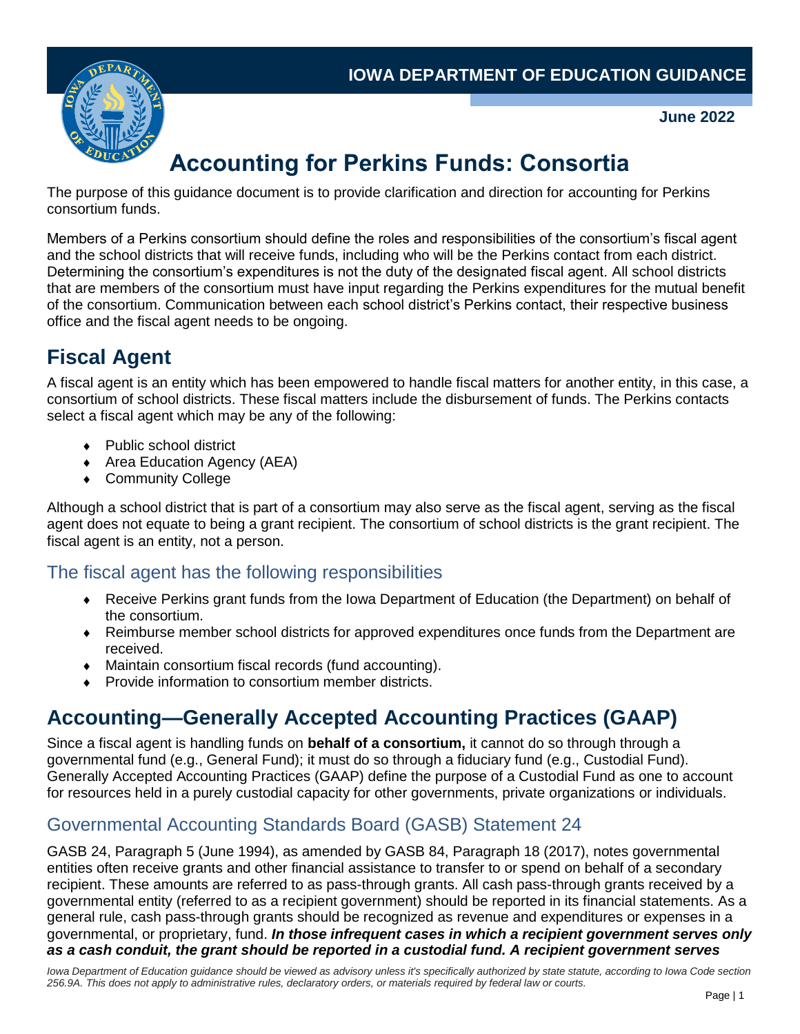IOWA DEPARTMENT OF EDUCATION GUIDANCE

June 2022

# Accounting for Perkins Funds: Consortia

The purpose of this guidance document is to provide clarification and direction for accounting for Perkins consortium funds.

Members of a Perkins consortium should define the roles and responsibilities of the consortium's fiscal agent and the school districts that will receive funds, including who will be the Perkins contact from each district. Determining the consortium's expenditures is not the duty of the designated fiscal agent. All school districts that are members of the consortium must have input regarding the Perkins expenditures for the mutual benefit of the consortium. Communication between each school district's Perkins contact, their respective business office and the fiscal agent needs to be ongoing.

## Fiscal Agent

A fiscal agent is an entity which has been empowered to handle fiscal matters for another entity, in this case, a consortium of school districts. These fiscal matters include the disbursement of funds. The Perkins contacts select a fiscal agent which may be any of the following:

- Public school district
- Area Education Agency (AEA)
- Community College

Although a school district that is part of a consortium may also serve as the fiscal agent, serving as the fiscal agent does not equate to being a grant recipient. The consortium of school districts is the grant recipient. The fiscal agent is an entity, not a person.

### The fiscal agent has the following responsibilities

- Receive Perkins grant funds from the Iowa Department of Education (the Department) on behalf of the consortium.
- Reimburse member school districts for approved expenditures once funds from the Department are received.
- Maintain consortium fiscal records (fund accounting).
- Provide information to consortium member districts.

## Accounting—Generally Accepted Accounting Practices (GAAP)

Since a fiscal agent is handling funds on **behalf of a consortium,** it cannot do so through through a governmental fund (e.g., General Fund); it must do so through a fiduciary fund (e.g., Custodial Fund). Generally Accepted Accounting Practices (GAAP) define the purpose of a Custodial Fund as one to account for resources held in a purely custodial capacity for other governments, private organizations or individuals.

### Governmental Accounting Standards Board (GASB) Statement 24

GASB 24, Paragraph 5 (June 1994), as amended by GASB 84, Paragraph 18 (2017), notes governmental entities often receive grants and other financial assistance to transfer to or spend on behalf of a secondary recipient. These amounts are referred to as pass-through grants. All cash pass-through grants received by a governmental entity (referred to as a recipient government) should be reported in its financial statements. As a general rule, cash pass-through grants should be recognized as revenue and expenditures or expenses in a governmental, or proprietary, fund. ***In those infrequent cases in which a recipient government serves only as a cash conduit, the grant should be reported in a custodial fund. A recipient government serves***

*Iowa Department of Education guidance should be viewed as advisory unless it's specifically authorized by state statute, according to Iowa Code section 256.9A. This does not apply to administrative rules, declaratory orders, or materials required by federal law or courts.*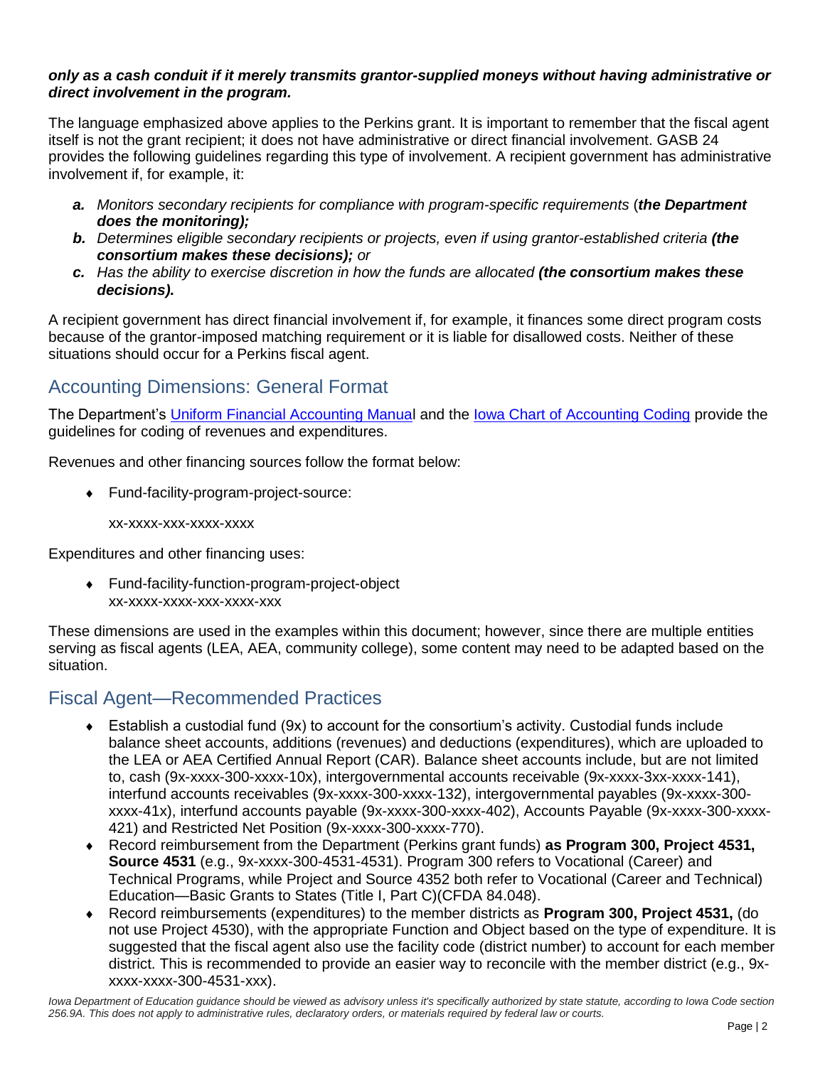***only as a cash conduit if it merely transmits grantor-supplied moneys without having administrative or direct involvement in the program.***

The language emphasized above applies to the Perkins grant. It is important to remember that the fiscal agent itself is not the grant recipient; it does not have administrative or direct financial involvement. GASB 24 provides the following guidelines regarding this type of involvement. A recipient government has administrative involvement if, for example, it:

- ***a.*** *Monitors secondary recipients for compliance with program-specific requirements* (***the Department does the monitoring);***
- ***b.*** *Determines eligible secondary recipients or projects, even if using grantor-established criteria* ***(the consortium makes these decisions);*** *or*
- ***c.*** *Has the ability to exercise discretion in how the funds are allocated* ***(the consortium makes these decisions).***

A recipient government has direct financial involvement if, for example, it finances some direct program costs because of the grantor-imposed matching requirement or it is liable for disallowed costs. Neither of these situations should occur for a Perkins fiscal agent.

## Accounting Dimensions: General Format

The Department's [Uniform Financial Accounting Manual]() and the [Iowa Chart of Accounting Coding]() provide the guidelines for coding of revenues and expenditures.

Revenues and other financing sources follow the format below:

- Fund-facility-program-project-source:

  xx-xxxx-xxx-xxxx-xxxx

Expenditures and other financing uses:

- Fund-facility-function-program-project-object
  xx-xxxx-xxxx-xxx-xxxx-xxx

These dimensions are used in the examples within this document; however, since there are multiple entities serving as fiscal agents (LEA, AEA, community college), some content may need to be adapted based on the situation.

## Fiscal Agent—Recommended Practices

- Establish a custodial fund (9x) to account for the consortium's activity. Custodial funds include balance sheet accounts, additions (revenues) and deductions (expenditures), which are uploaded to the LEA or AEA Certified Annual Report (CAR). Balance sheet accounts include, but are not limited to, cash (9x-xxxx-300-xxxx-10x), intergovernmental accounts receivable (9x-xxxx-3xx-xxxx-141), interfund accounts receivables (9x-xxxx-300-xxxx-132), intergovernmental payables (9x-xxxx-300-xxxx-41x), interfund accounts payable (9x-xxxx-300-xxxx-402), Accounts Payable (9x-xxxx-300-xxxx-421) and Restricted Net Position (9x-xxxx-300-xxxx-770).
- Record reimbursement from the Department (Perkins grant funds) **as Program 300, Project 4531, Source 4531** (e.g., 9x-xxxx-300-4531-4531). Program 300 refers to Vocational (Career) and Technical Programs, while Project and Source 4352 both refer to Vocational (Career and Technical) Education—Basic Grants to States (Title I, Part C)(CFDA 84.048).
- Record reimbursements (expenditures) to the member districts as **Program 300, Project 4531,** (do not use Project 4530), with the appropriate Function and Object based on the type of expenditure. It is suggested that the fiscal agent also use the facility code (district number) to account for each member district. This is recommended to provide an easier way to reconcile with the member district (e.g., 9x-xxxx-xxxx-300-4531-xxx).

*Iowa Department of Education guidance should be viewed as advisory unless it's specifically authorized by state statute, according to Iowa Code section 256.9A. This does not apply to administrative rules, declaratory orders, or materials required by federal law or courts.*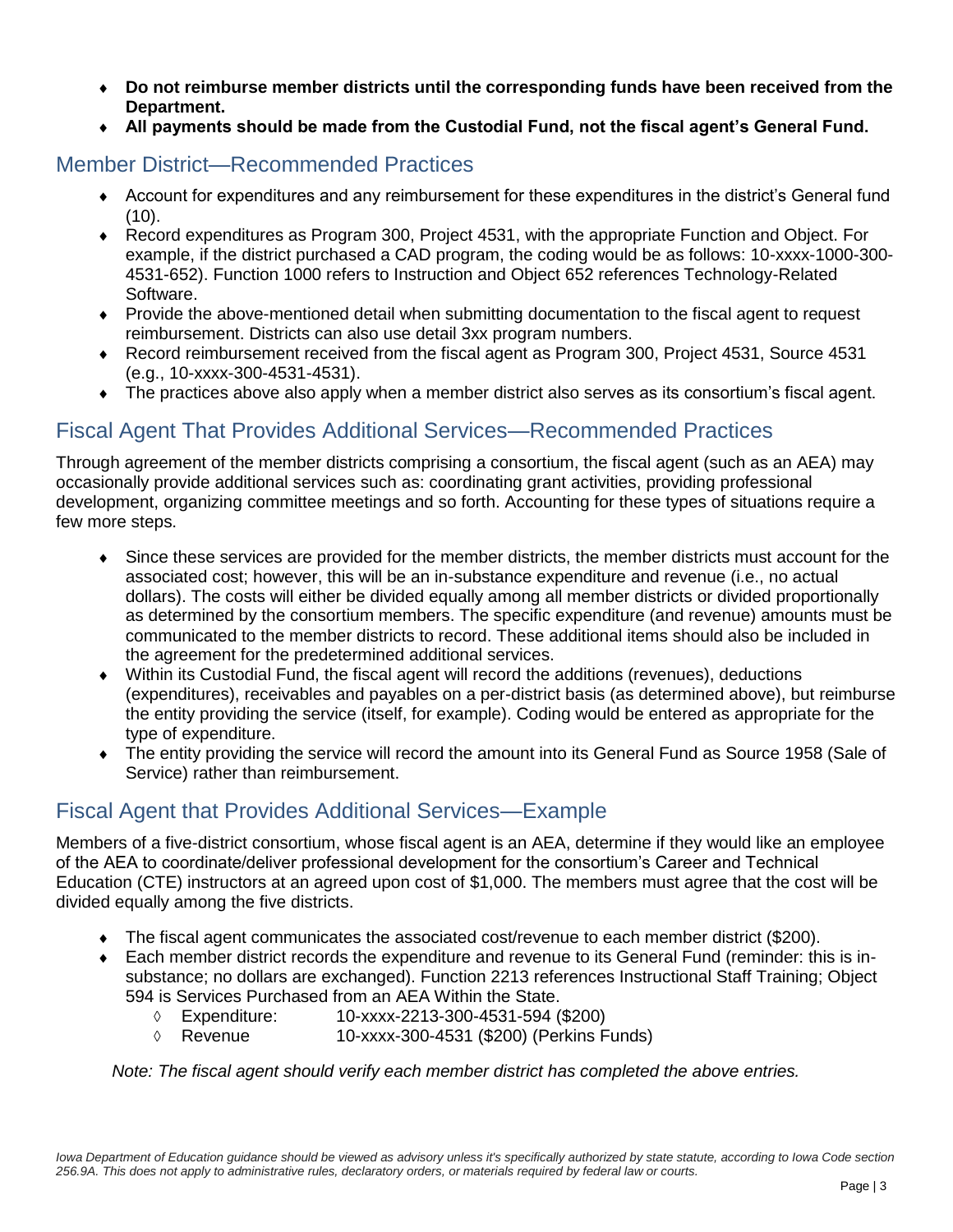- **Do not reimburse member districts until the corresponding funds have been received from the Department.**
- **All payments should be made from the Custodial Fund, not the fiscal agent's General Fund.**

## Member District—Recommended Practices

- Account for expenditures and any reimbursement for these expenditures in the district's General fund (10).
- Record expenditures as Program 300, Project 4531, with the appropriate Function and Object. For example, if the district purchased a CAD program, the coding would be as follows: 10-xxxx-1000-300-4531-652). Function 1000 refers to Instruction and Object 652 references Technology-Related Software.
- Provide the above-mentioned detail when submitting documentation to the fiscal agent to request reimbursement. Districts can also use detail 3xx program numbers.
- Record reimbursement received from the fiscal agent as Program 300, Project 4531, Source 4531 (e.g., 10-xxxx-300-4531-4531).
- The practices above also apply when a member district also serves as its consortium's fiscal agent.

## Fiscal Agent That Provides Additional Services—Recommended Practices

Through agreement of the member districts comprising a consortium, the fiscal agent (such as an AEA) may occasionally provide additional services such as: coordinating grant activities, providing professional development, organizing committee meetings and so forth. Accounting for these types of situations require a few more steps.

- Since these services are provided for the member districts, the member districts must account for the associated cost; however, this will be an in-substance expenditure and revenue (i.e., no actual dollars). The costs will either be divided equally among all member districts or divided proportionally as determined by the consortium members. The specific expenditure (and revenue) amounts must be communicated to the member districts to record. These additional items should also be included in the agreement for the predetermined additional services.
- Within its Custodial Fund, the fiscal agent will record the additions (revenues), deductions (expenditures), receivables and payables on a per-district basis (as determined above), but reimburse the entity providing the service (itself, for example). Coding would be entered as appropriate for the type of expenditure.
- The entity providing the service will record the amount into its General Fund as Source 1958 (Sale of Service) rather than reimbursement.

## Fiscal Agent that Provides Additional Services—Example

Members of a five-district consortium, whose fiscal agent is an AEA, determine if they would like an employee of the AEA to coordinate/deliver professional development for the consortium's Career and Technical Education (CTE) instructors at an agreed upon cost of $1,000. The members must agree that the cost will be divided equally among the five districts.

- The fiscal agent communicates the associated cost/revenue to each member district ($200).
- Each member district records the expenditure and revenue to its General Fund (reminder: this is in-substance; no dollars are exchanged). Function 2213 references Instructional Staff Training; Object 594 is Services Purchased from an AEA Within the State.
  - Expenditure: 10-xxxx-2213-300-4531-594 ($200)
  - Revenue 10-xxxx-300-4531 ($200) (Perkins Funds)

*Note: The fiscal agent should verify each member district has completed the above entries.*

*Iowa Department of Education guidance should be viewed as advisory unless it's specifically authorized by state statute, according to Iowa Code section 256.9A. This does not apply to administrative rules, declaratory orders, or materials required by federal law or courts.*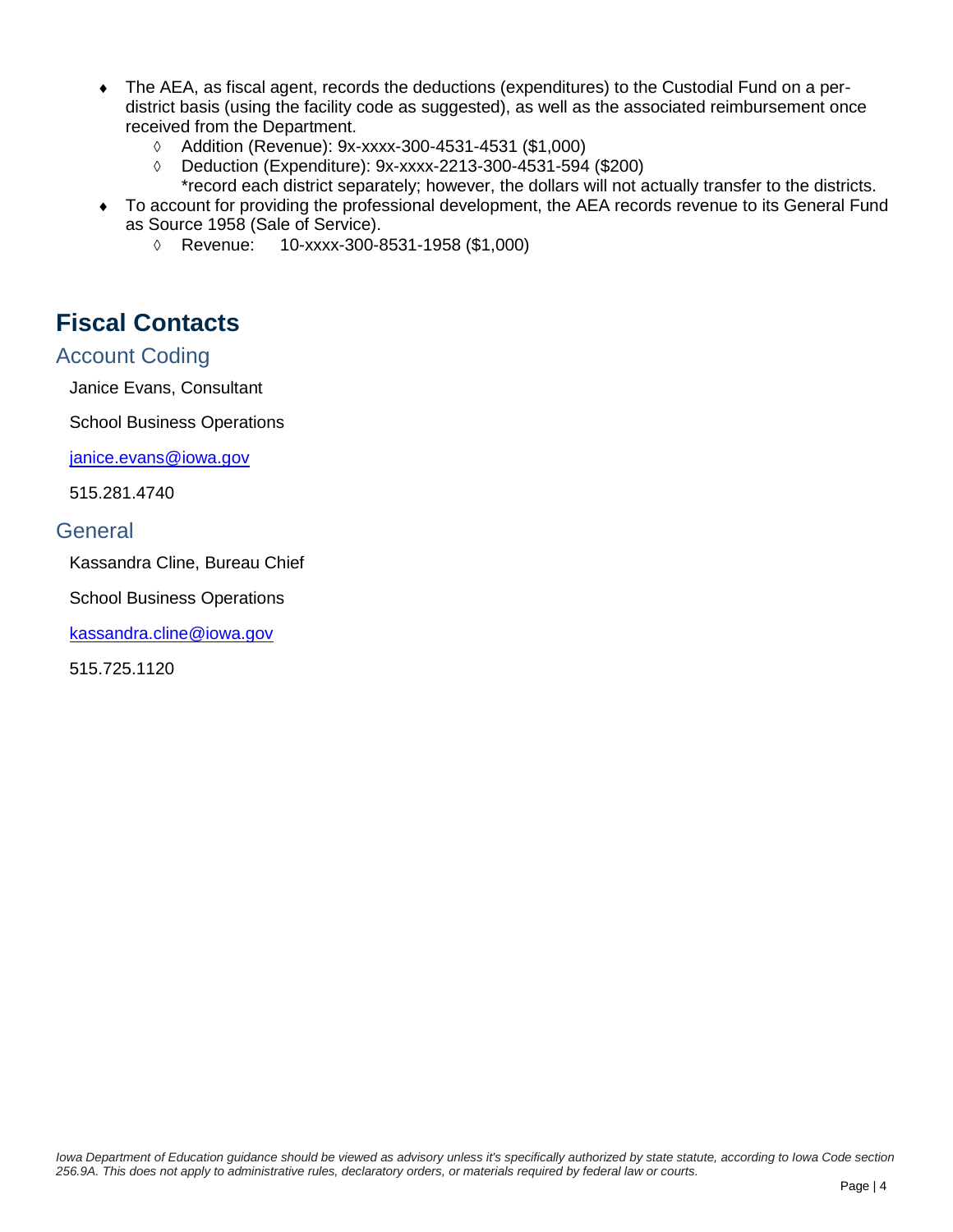- The AEA, as fiscal agent, records the deductions (expenditures) to the Custodial Fund on a per-district basis (using the facility code as suggested), as well as the associated reimbursement once received from the Department.
  - Addition (Revenue): 9x-xxxx-300-4531-4531 ($1,000)
  - Deduction (Expenditure): 9x-xxxx-2213-300-4531-594 ($200)
    *record each district separately; however, the dollars will not actually transfer to the districts.
- To account for providing the professional development, the AEA records revenue to its General Fund as Source 1958 (Sale of Service).
  - Revenue: 10-xxxx-300-8531-1958 ($1,000)

## Fiscal Contacts

### Account Coding

Janice Evans, Consultant

School Business Operations

janice.evans@iowa.gov

515.281.4740

### General

Kassandra Cline, Bureau Chief

School Business Operations

kassandra.cline@iowa.gov

515.725.1120

*Iowa Department of Education guidance should be viewed as advisory unless it's specifically authorized by state statute, according to Iowa Code section 256.9A. This does not apply to administrative rules, declaratory orders, or materials required by federal law or courts.*